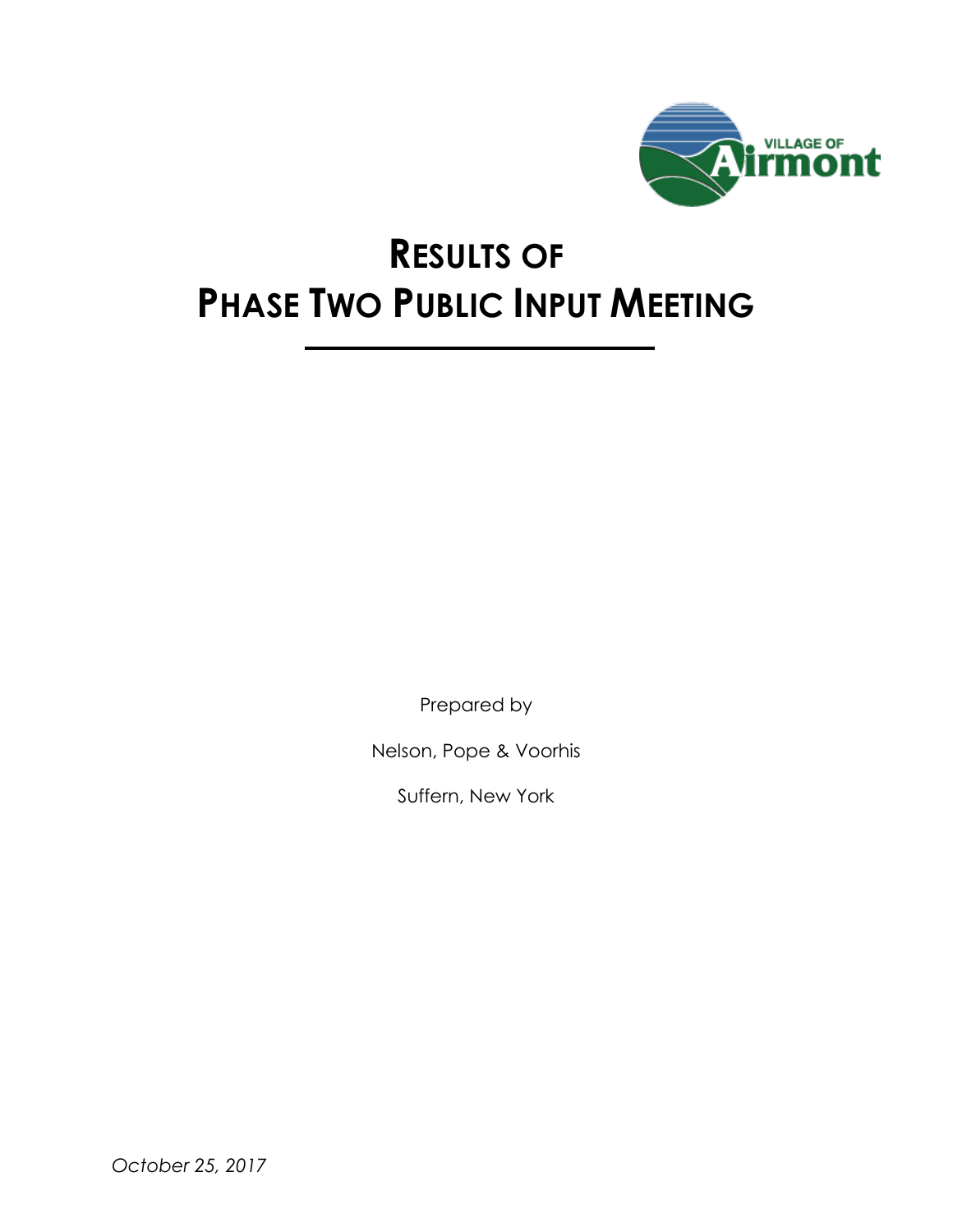VILLAGE OF Airmont

# RESULTS OF PHASE TWO PUBLIC INPUT MEETING

Prepared by

Nelson, Pope & Voorhis

Suffern, New York

*October 25, 2017*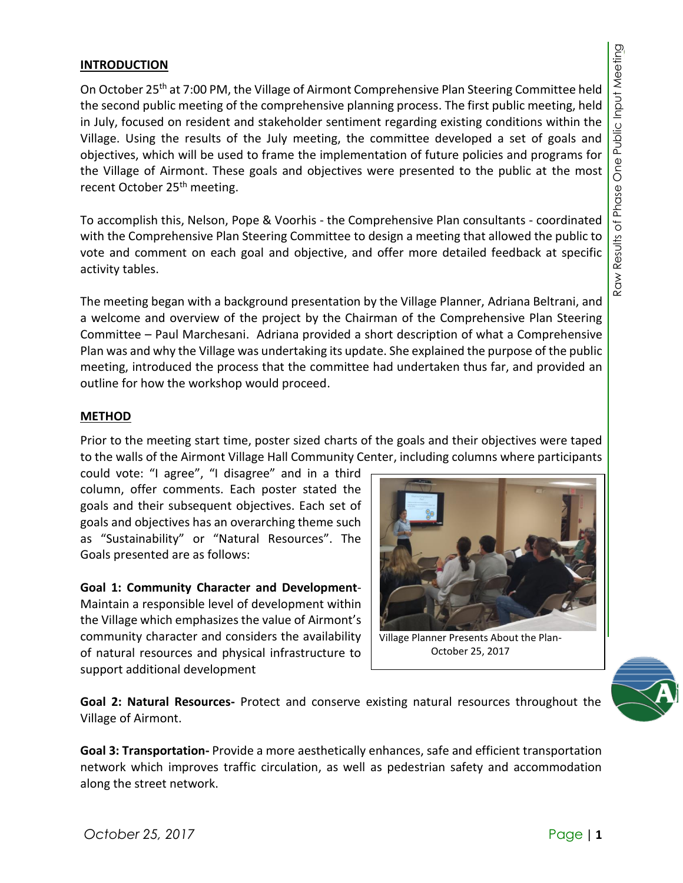## INTRODUCTION

On October 25th at 7:00 PM, the Village of Airmont Comprehensive Plan Steering Committee held the second public meeting of the comprehensive planning process. The first public meeting, held in July, focused on resident and stakeholder sentiment regarding existing conditions within the Village. Using the results of the July meeting, the committee developed a set of goals and objectives, which will be used to frame the implementation of future policies and programs for the Village of Airmont. These goals and objectives were presented to the public at the most recent October 25th meeting.

To accomplish this, Nelson, Pope & Voorhis - the Comprehensive Plan consultants - coordinated with the Comprehensive Plan Steering Committee to design a meeting that allowed the public to vote and comment on each goal and objective, and offer more detailed feedback at specific activity tables.

The meeting began with a background presentation by the Village Planner, Adriana Beltrani, and a welcome and overview of the project by the Chairman of the Comprehensive Plan Steering Committee – Paul Marchesani. Adriana provided a short description of what a Comprehensive Plan was and why the Village was undertaking its update. She explained the purpose of the public meeting, introduced the process that the committee had undertaken thus far, and provided an outline for how the workshop would proceed.

## METHOD

Prior to the meeting start time, poster sized charts of the goals and their objectives were taped to the walls of the Airmont Village Hall Community Center, including columns where participants could vote: "I agree", "I disagree" and in a third column, offer comments. Each poster stated the goals and their subsequent objectives. Each set of goals and objectives has an overarching theme such as "Sustainability" or "Natural Resources". The Goals presented are as follows:

Village Planner Presents About the Plan- October 25, 2017

**Goal 1: Community Character and Development**- Maintain a responsible level of development within the Village which emphasizes the value of Airmont's community character and considers the availability of natural resources and physical infrastructure to support additional development

**Goal 2: Natural Resources-** Protect and conserve existing natural resources throughout the Village of Airmont.

**Goal 3: Transportation-** Provide a more aesthetically enhances, safe and efficient transportation network which improves traffic circulation, as well as pedestrian safety and accommodation along the street network.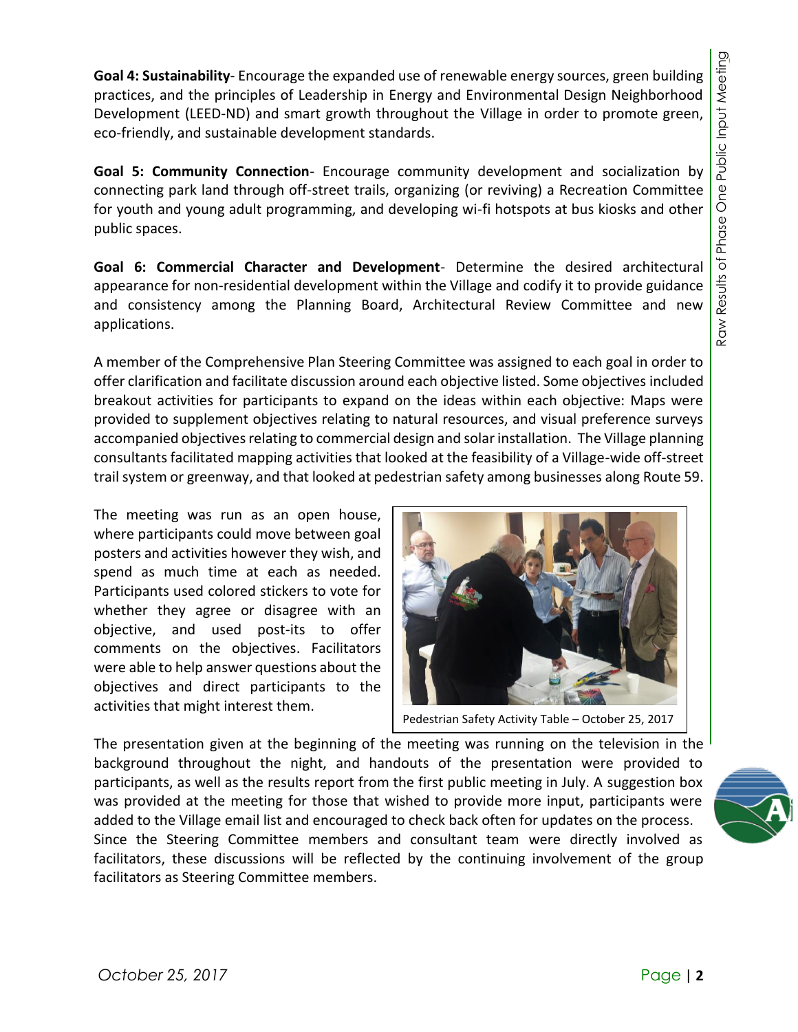**Goal 4: Sustainability**- Encourage the expanded use of renewable energy sources, green building practices, and the principles of Leadership in Energy and Environmental Design Neighborhood Development (LEED-ND) and smart growth throughout the Village in order to promote green, eco-friendly, and sustainable development standards.

**Goal 5: Community Connection**- Encourage community development and socialization by connecting park land through off-street trails, organizing (or reviving) a Recreation Committee for youth and young adult programming, and developing wi-fi hotspots at bus kiosks and other public spaces.

**Goal 6: Commercial Character and Development**- Determine the desired architectural appearance for non-residential development within the Village and codify it to provide guidance and consistency among the Planning Board, Architectural Review Committee and new applications.

A member of the Comprehensive Plan Steering Committee was assigned to each goal in order to offer clarification and facilitate discussion around each objective listed. Some objectives included breakout activities for participants to expand on the ideas within each objective: Maps were provided to supplement objectives relating to natural resources, and visual preference surveys accompanied objectives relating to commercial design and solar installation. The Village planning consultants facilitated mapping activities that looked at the feasibility of a Village-wide off-street trail system or greenway, and that looked at pedestrian safety among businesses along Route 59.

The meeting was run as an open house, where participants could move between goal posters and activities however they wish, and spend as much time at each as needed. Participants used colored stickers to vote for whether they agree or disagree with an objective, and used post-its to offer comments on the objectives. Facilitators were able to help answer questions about the objectives and direct participants to the activities that might interest them.

Pedestrian Safety Activity Table – October 25, 2017

The presentation given at the beginning of the meeting was running on the television in the background throughout the night, and handouts of the presentation were provided to participants, as well as the results report from the first public meeting in July. A suggestion box was provided at the meeting for those that wished to provide more input, participants were added to the Village email list and encouraged to check back often for updates on the process. Since the Steering Committee members and consultant team were directly involved as facilitators, these discussions will be reflected by the continuing involvement of the group facilitators as Steering Committee members.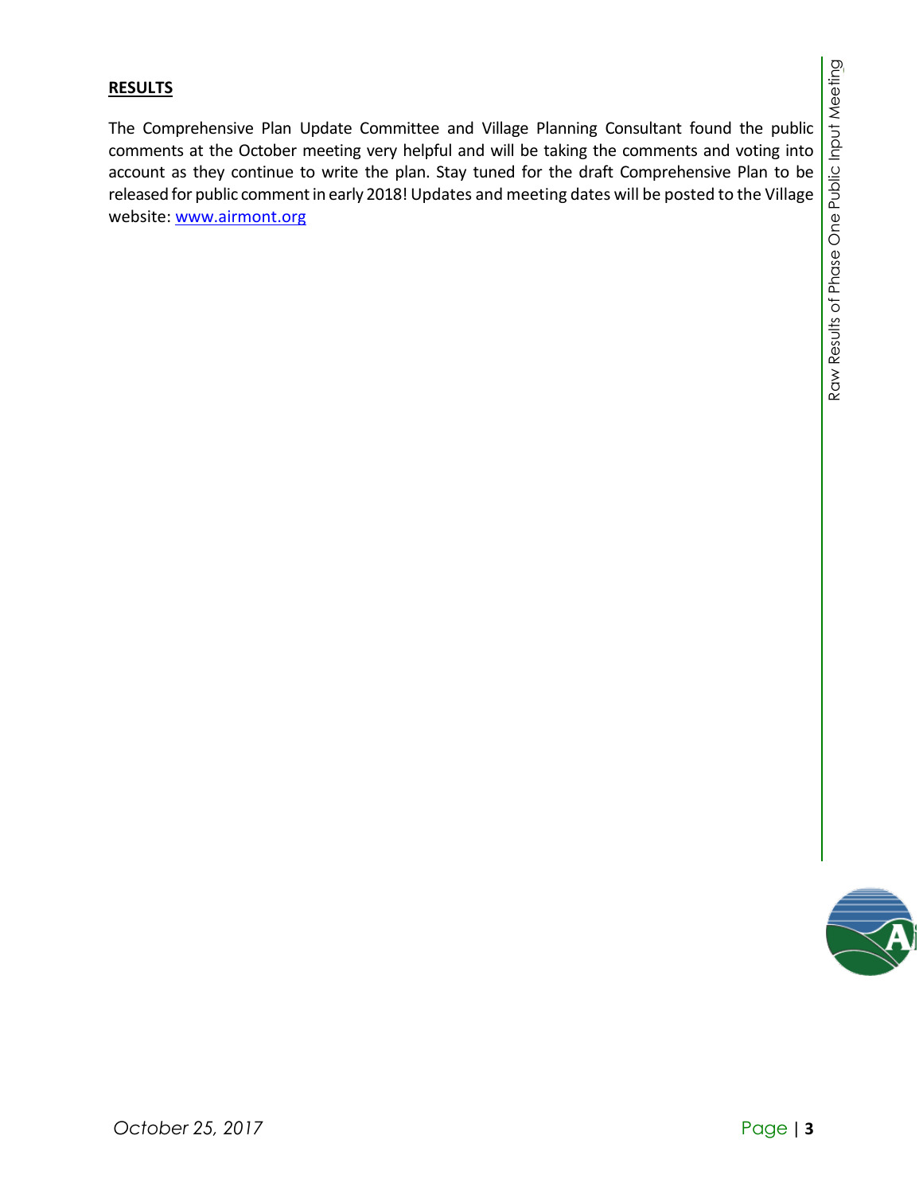## RESULTS

The Comprehensive Plan Update Committee and Village Planning Consultant found the public comments at the October meeting very helpful and will be taking the comments and voting into account as they continue to write the plan. Stay tuned for the draft Comprehensive Plan to be released for public comment in early 2018! Updates and meeting dates will be posted to the Village website: [www.airmont.org](http://www.airmont.org)